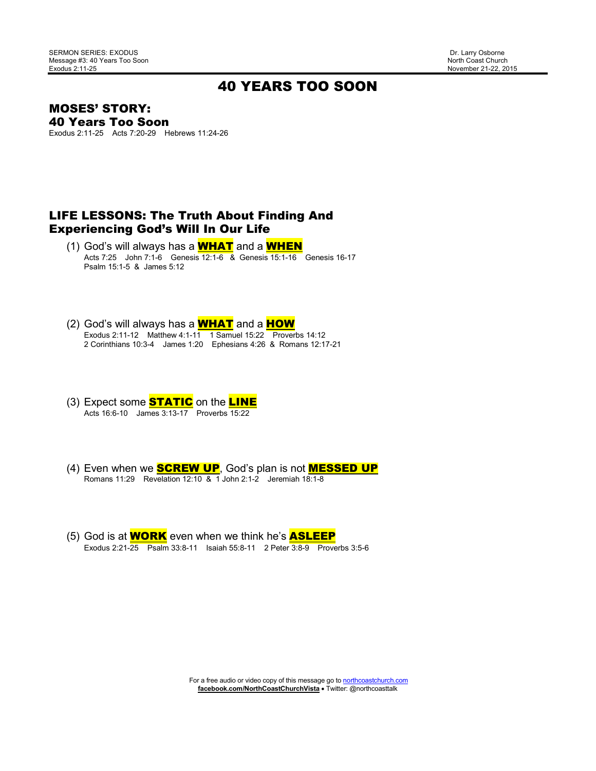SERMON SERIES: EXODUS
Message #3: 40 Years Too Soon
Exodus 2:11-25

Dr. Larry Osborne
North Coast Church
November 21-22, 2015

# 40 YEARS TOO SOON

## MOSES' STORY:
## 40 Years Too Soon

Exodus 2:11-25    Acts 7:20-29    Hebrews 11:24-26

## LIFE LESSONS: The Truth About Finding And Experiencing God's Will In Our Life

(1) God's will always has a **WHAT** and a **WHEN**
Acts 7:25    John 7:1-6    Genesis 12:1-6 & Genesis 15:1-16    Genesis 16-17
Psalm 15:1-5 & James 5:12

(2) God's will always has a **WHAT** and a **HOW**
Exodus 2:11-12    Matthew 4:1-11    1 Samuel 15:22    Proverbs 14:12
2 Corinthians 10:3-4    James 1:20    Ephesians 4:26 & Romans 12:17-21

(3) Expect some **STATIC** on the **LINE**
Acts 16:6-10    James 3:13-17    Proverbs 15:22

(4) Even when we **SCREW UP**, God's plan is not **MESSED UP**
Romans 11:29    Revelation 12:10 & 1 John 2:1-2    Jeremiah 18:1-8

(5) God is at **WORK** even when we think he's **ASLEEP**
Exodus 2:21-25    Psalm 33:8-11    Isaiah 55:8-11    2 Peter 3:8-9    Proverbs 3:5-6

For a free audio or video copy of this message go to northcoastchurch.com
**facebook.com/NorthCoastChurchVista** • Twitter: @northcoasttalk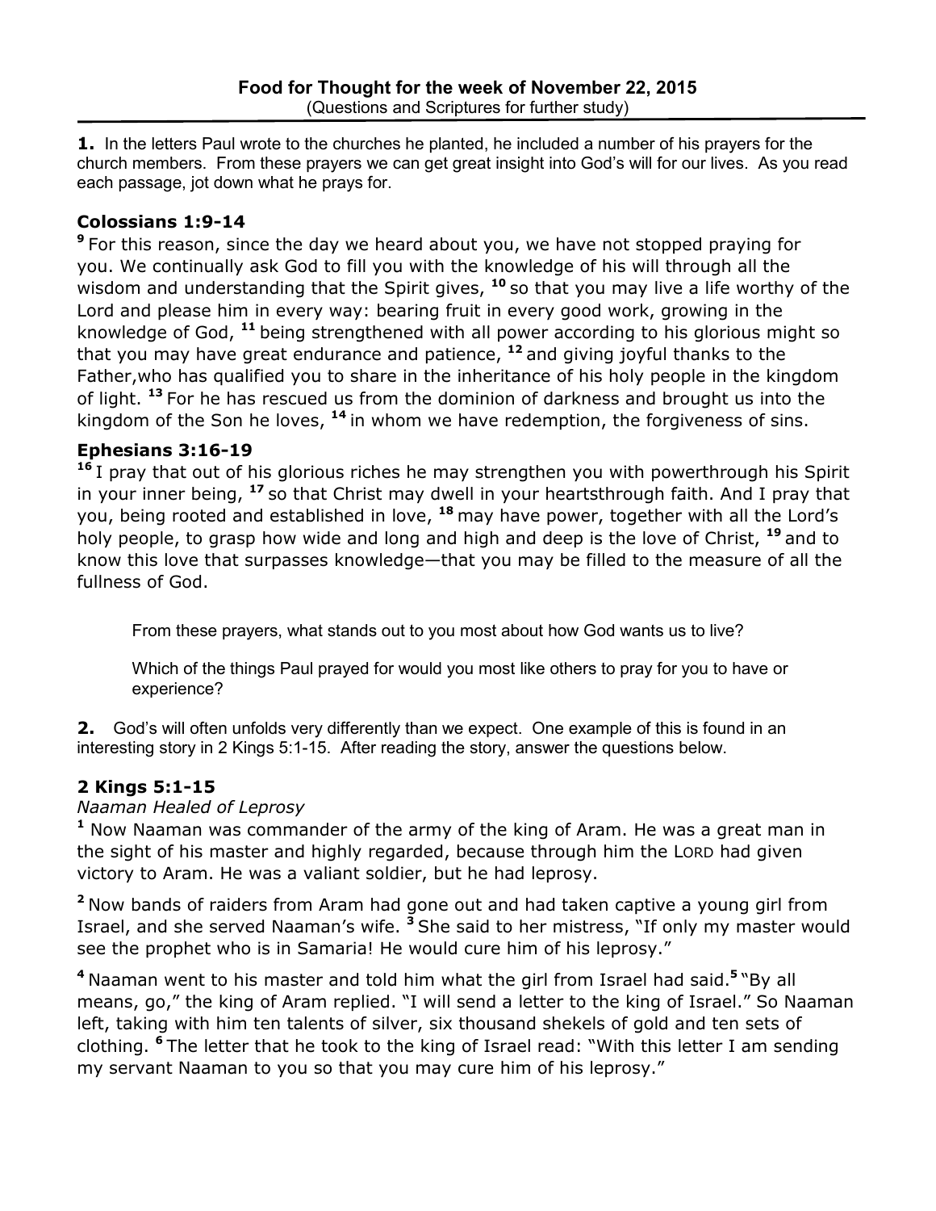**Food for Thought for the week of November 22, 2015**
(Questions and Scriptures for further study)

**1.** In the letters Paul wrote to the churches he planted, he included a number of his prayers for the church members. From these prayers we can get great insight into God's will for our lives. As you read each passage, jot down what he prays for.

### Colossians 1:9-14

[9] For this reason, since the day we heard about you, we have not stopped praying for you. We continually ask God to fill you with the knowledge of his will through all the wisdom and understanding that the Spirit gives, [10] so that you may live a life worthy of the Lord and please him in every way: bearing fruit in every good work, growing in the knowledge of God, [11] being strengthened with all power according to his glorious might so that you may have great endurance and patience, [12] and giving joyful thanks to the Father,who has qualified you to share in the inheritance of his holy people in the kingdom of light. [13] For he has rescued us from the dominion of darkness and brought us into the kingdom of the Son he loves, [14] in whom we have redemption, the forgiveness of sins.

### Ephesians 3:16-19

[16] I pray that out of his glorious riches he may strengthen you with powerthrough his Spirit in your inner being, [17] so that Christ may dwell in your heartsthrough faith. And I pray that you, being rooted and established in love, [18] may have power, together with all the Lord's holy people, to grasp how wide and long and high and deep is the love of Christ, [19] and to know this love that surpasses knowledge—that you may be filled to the measure of all the fullness of God.

From these prayers, what stands out to you most about how God wants us to live?

Which of the things Paul prayed for would you most like others to pray for you to have or experience?

**2.** God's will often unfolds very differently than we expect. One example of this is found in an interesting story in 2 Kings 5:1-15. After reading the story, answer the questions below.

### 2 Kings 5:1-15

*Naaman Healed of Leprosy*

[1] Now Naaman was commander of the army of the king of Aram. He was a great man in the sight of his master and highly regarded, because through him the LORD had given victory to Aram. He was a valiant soldier, but he had leprosy.

[2] Now bands of raiders from Aram had gone out and had taken captive a young girl from Israel, and she served Naaman's wife. [3] She said to her mistress, "If only my master would see the prophet who is in Samaria! He would cure him of his leprosy."

[4] Naaman went to his master and told him what the girl from Israel had said.[5] "By all means, go," the king of Aram replied. "I will send a letter to the king of Israel." So Naaman left, taking with him ten talents of silver, six thousand shekels of gold and ten sets of clothing. [6] The letter that he took to the king of Israel read: "With this letter I am sending my servant Naaman to you so that you may cure him of his leprosy."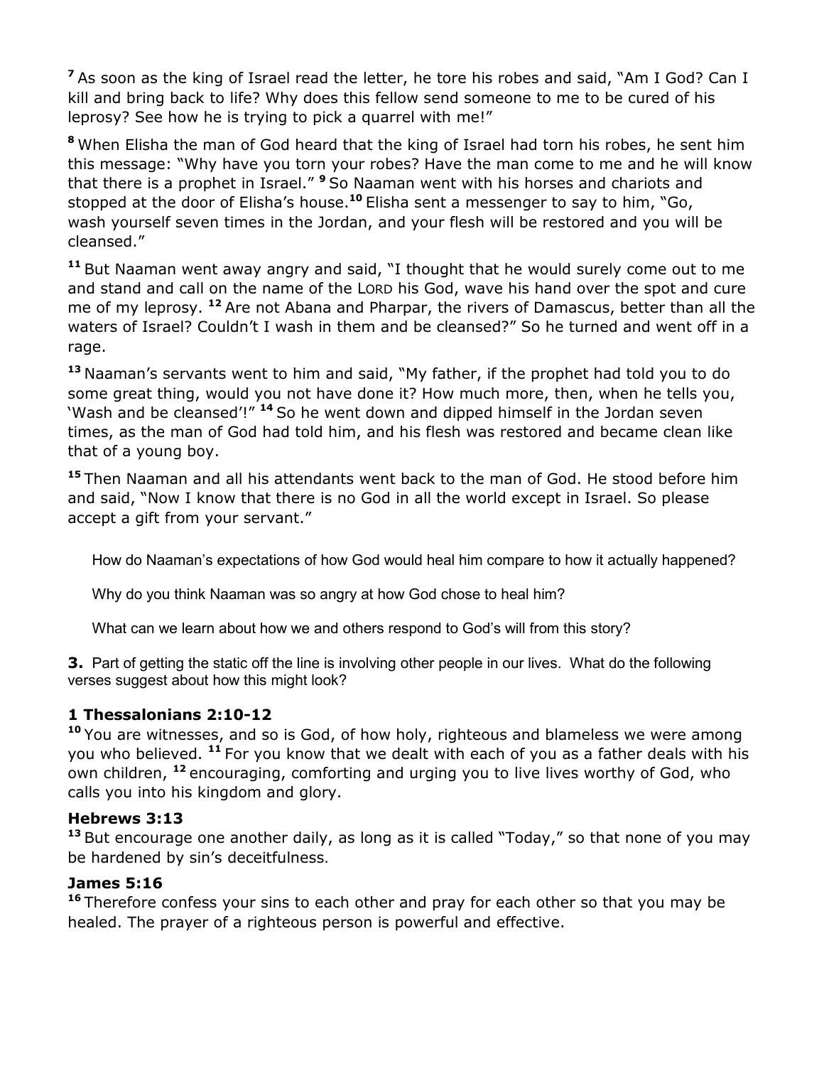**7** As soon as the king of Israel read the letter, he tore his robes and said, "Am I God? Can I kill and bring back to life? Why does this fellow send someone to me to be cured of his leprosy? See how he is trying to pick a quarrel with me!"

**8** When Elisha the man of God heard that the king of Israel had torn his robes, he sent him this message: "Why have you torn your robes? Have the man come to me and he will know that there is a prophet in Israel." **9** So Naaman went with his horses and chariots and stopped at the door of Elisha's house.**10** Elisha sent a messenger to say to him, "Go, wash yourself seven times in the Jordan, and your flesh will be restored and you will be cleansed."

**11** But Naaman went away angry and said, "I thought that he would surely come out to me and stand and call on the name of the LORD his God, wave his hand over the spot and cure me of my leprosy. **12** Are not Abana and Pharpar, the rivers of Damascus, better than all the waters of Israel? Couldn't I wash in them and be cleansed?" So he turned and went off in a rage.

**13** Naaman's servants went to him and said, "My father, if the prophet had told you to do some great thing, would you not have done it? How much more, then, when he tells you, 'Wash and be cleansed'!" **14** So he went down and dipped himself in the Jordan seven times, as the man of God had told him, and his flesh was restored and became clean like that of a young boy.

**15** Then Naaman and all his attendants went back to the man of God. He stood before him and said, "Now I know that there is no God in all the world except in Israel. So please accept a gift from your servant."

How do Naaman's expectations of how God would heal him compare to how it actually happened?

Why do you think Naaman was so angry at how God chose to heal him?

What can we learn about how we and others respond to God's will from this story?

**3.** Part of getting the static off the line is involving other people in our lives. What do the following verses suggest about how this might look?

### 1 Thessalonians 2:10-12

**10** You are witnesses, and so is God, of how holy, righteous and blameless we were among you who believed. **11** For you know that we dealt with each of you as a father deals with his own children, **12** encouraging, comforting and urging you to live lives worthy of God, who calls you into his kingdom and glory.

### Hebrews 3:13

**13** But encourage one another daily, as long as it is called "Today," so that none of you may be hardened by sin's deceitfulness.

### James 5:16

**16** Therefore confess your sins to each other and pray for each other so that you may be healed. The prayer of a righteous person is powerful and effective.